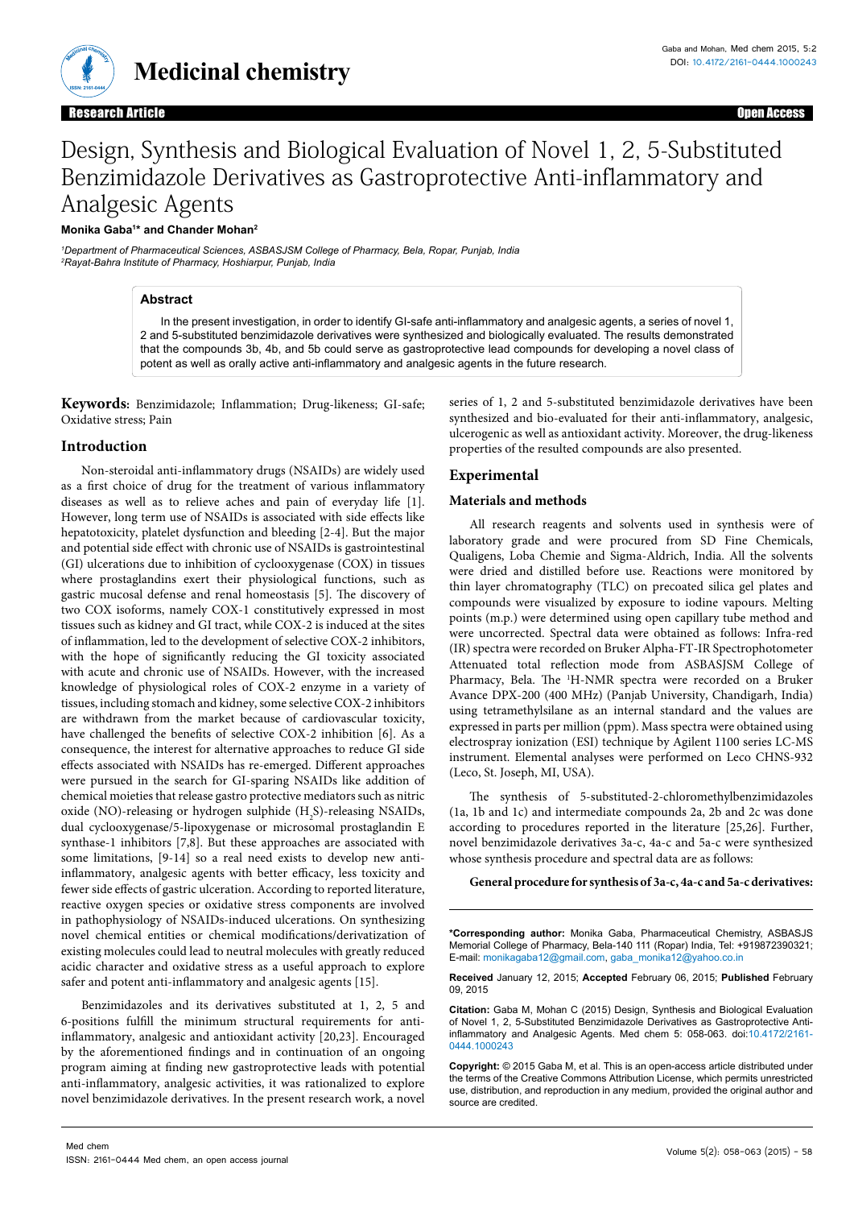# Design, Synthesis and Biological Evaluation of Novel 1, 2, 5-Substituted Benzimidazole Derivatives as Gastroprotective Anti-inflammatory and Analgesic Agents

**Monika Gaba[1]* and Chander Mohan[2]**

[1]*Department of Pharmaceutical Sciences, ASBASJSM College of Pharmacy, Bela, Ropar, Punjab, India*
[2]*Rayat-Bahra Institute of Pharmacy, Hoshiarpur, Punjab, India*

## Abstract

In the present investigation, in order to identify GI-safe anti-inflammatory and analgesic agents, a series of novel 1, 2 and 5-substituted benzimidazole derivatives were synthesized and biologically evaluated. The results demonstrated that the compounds 3b, 4b, and 5b could serve as gastroprotective lead compounds for developing a novel class of potent as well as orally active anti-inflammatory and analgesic agents in the future research.

**Keywords:** Benzimidazole; Inflammation; Drug-likeness; GI-safe; Oxidative stress; Pain

## Introduction

Non-steroidal anti-inflammatory drugs (NSAIDs) are widely used as a first choice of drug for the treatment of various inflammatory diseases as well as to relieve aches and pain of everyday life [1]. However, long term use of NSAIDs is associated with side effects like hepatotoxicity, platelet dysfunction and bleeding [2-4]. But the major and potential side effect with chronic use of NSAIDs is gastrointestinal (GI) ulcerations due to inhibition of cyclooxygenase (COX) in tissues where prostaglandins exert their physiological functions, such as gastric mucosal defense and renal homeostasis [5]. The discovery of two COX isoforms, namely COX-1 constitutively expressed in most tissues such as kidney and GI tract, while COX-2 is induced at the sites of inflammation, led to the development of selective COX-2 inhibitors, with the hope of significantly reducing the GI toxicity associated with acute and chronic use of NSAIDs. However, with the increased knowledge of physiological roles of COX-2 enzyme in a variety of tissues, including stomach and kidney, some selective COX-2 inhibitors are withdrawn from the market because of cardiovascular toxicity, have challenged the benefits of selective COX-2 inhibition [6]. As a consequence, the interest for alternative approaches to reduce GI side effects associated with NSAIDs has re-emerged. Different approaches were pursued in the search for GI-sparing NSAIDs like addition of chemical moieties that release gastro protective mediators such as nitric oxide (NO)-releasing or hydrogen sulphide ($H_2S$)-releasing NSAIDs, dual cyclooxygenase/5-lipoxygenase or microsomal prostaglandin E synthase-1 inhibitors [7,8]. But these approaches are associated with some limitations, [9-14] so a real need exists to develop new anti-inflammatory, analgesic agents with better efficacy, less toxicity and fewer side effects of gastric ulceration. According to reported literature, reactive oxygen species or oxidative stress components are involved in pathophysiology of NSAIDs-induced ulcerations. On synthesizing novel chemical entities or chemical modifications/derivatization of existing molecules could lead to normal molecules with greatly reduced acidic character and oxidative stress as a useful approach to explore safer and potent anti-inflammatory and analgesic agents [15].

Benzimidazoles and its derivatives substituted at 1, 2, 5 and 6-positions fulfill the minimum structural requirements for anti-inflammatory, analgesic and antioxidant activity [20,23]. Encouraged by the aforementioned findings and in continuation of an ongoing program aiming at finding new gastroprotective leads with potential anti-inflammatory, analgesic activities, it was rationalized to explore novel benzimidazole derivatives. In the present research work, a novel series of 1, 2 and 5-substituted benzimidazole derivatives have been synthesized and bio-evaluated for their anti-inflammatory, analgesic, ulcerogenic as well as antioxidant activity. Moreover, the drug-likeness properties of the resulted compounds are also presented.

## Experimental

### Materials and methods

All research reagents and solvents used in synthesis were of laboratory grade and were procured from SD Fine Chemicals, Qualigens, Loba Chemie and Sigma-Aldrich, India. All the solvents were dried and distilled before use. Reactions were monitored by thin layer chromatography (TLC) on precoated silica gel plates and compounds were visualized by exposure to iodine vapours. Melting points (m.p.) were determined using open capillary tube method and were uncorrected. Spectral data were obtained as follows: Infra-red (IR) spectra were recorded on Bruker Alpha-FT-IR Spectrophotometer Attenuated total reflection mode from ASBASJSM College of Pharmacy, Bela. The $^1$H-NMR spectra were recorded on a Bruker Avance DPX-200 (400 MHz) (Panjab University, Chandigarh, India) using tetramethylsilane as an internal standard and the values are expressed in parts per million (ppm). Mass spectra were obtained using electrospray ionization (ESI) technique by Agilent 1100 series LC-MS instrument. Elemental analyses were performed on Leco CHNS-932 (Leco, St. Joseph, MI, USA).

The synthesis of 5-substituted-2-chloromethylbenzimidazoles (1a, 1b and 1c) and intermediate compounds 2a, 2b and 2c was done according to procedures reported in the literature [25,26]. Further, novel benzimidazole derivatives 3a-c, 4a-c and 5a-c were synthesized whose synthesis procedure and spectral data are as follows:

**General procedure for synthesis of 3a-c, 4a-c and 5a-c derivatives:**

---

**\*Corresponding author:** Monika Gaba, Pharmaceutical Chemistry, ASBASJS Memorial College of Pharmacy, Bela-140 111 (Ropar) India, Tel: +919872390321; E-mail: monikagaba12@gmail.com, gaba_monika12@yahoo.co.in

**Received** January 12, 2015; **Accepted** February 06, 2015; **Published** February 09, 2015

**Citation:** Gaba M, Mohan C (2015) Design, Synthesis and Biological Evaluation of Novel 1, 2, 5-Substituted Benzimidazole Derivatives as Gastroprotective Anti-inflammatory and Analgesic Agents. Med chem 5: 058-063. doi:10.4172/2161-0444.1000243

**Copyright:** © 2015 Gaba M, et al. This is an open-access article distributed under the terms of the Creative Commons Attribution License, which permits unrestricted use, distribution, and reproduction in any medium, provided the original author and source are credited.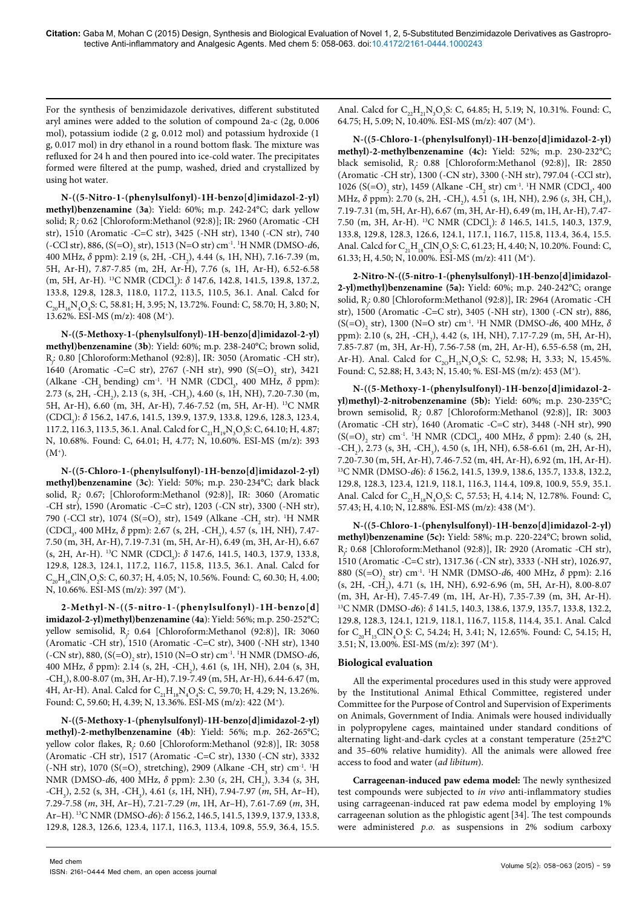For the synthesis of benzimidazole derivatives, different substituted aryl amines were added to the solution of compound 2a-c (2g, 0.006 mol), potassium iodide (2 g, 0.012 mol) and potassium hydroxide (1 g, 0.017 mol) in dry ethanol in a round bottom flask. The mixture was refluxed for 24 h and then poured into ice-cold water. The precipitates formed were filtered at the pump, washed, dried and crystallized by using hot water.

**N-((5-Nitro-1-(phenylsulfonyl)-1H-benzo[d]imidazol-2-yl)methyl)benzenamine (3a)**: Yield: 60%; m.p. 242-24°C; dark yellow solid; $R_f$: 0.62 [Chloroform:Methanol (92:8)]; IR: 2960 (Aromatic -CH str), 1510 (Aromatic -C=C str), 3425 (-NH str), 1340 (-CN str), 740 (-CCl str), 886, ($S(=O)_2$ str), 1513 (N=O str) $cm^{-1}$. $^1H$ NMR (DMSO-*d*6, 400 MHz, *δ* ppm): 2.19 (s, 2H, $-CH_2$), 4.44 (s, 1H, NH), 7.16-7.39 (m, 5H, Ar-H), 7.87-7.85 (m, 2H, Ar-H), 7.76 (s, 1H, Ar-H), 6.52-6.58 (m, 5H, Ar-H). $^{13}C$ NMR ($CDCl_3$): *δ* 147.6, 142.8, 141.5, 139.8, 137.2, 133.8, 129.8, 128.3, 118.0, 117.2, 113.5, 110.5, 36.1. Anal. Calcd for $C_{20}H_{16}N_4O_4S$: C, 58.81; H, 3.95; N, 13.72%. Found: C, 58.70; H, 3.80; N, 13.62%. ESI-MS (m/z): 408 ($M^+$).

**N-((5-Methoxy-1-(phenylsulfonyl)-1H-benzo[d]imidazol-2-yl)methyl)benzenamine (3b)**: Yield: 60%; m.p. 238-240°C; brown solid, $R_f$: 0.80 [Chloroform:Methanol (92:8)], IR: 3050 (Aromatic -CH str), 1640 (Aromatic -C=C str), 2767 (-NH str), 990 ($S(=O)_2$ str), 3421 (Alkane $-CH_3$ bending) $cm^{-1}$. $^1H$ NMR ($CDCl_3$, 400 MHz, *δ* ppm): 2.73 (s, 2H, $-CH_2$), 2.13 (s, 3H, $-CH_3$), 4.60 (s, 1H, NH), 7.20-7.30 (m, 5H, Ar-H), 6.60 (m, 3H, Ar-H), 7.46-7.52 (m, 5H, Ar-H). $^{13}C$ NMR ($CDCl_3$): *δ* 156.2, 147.6, 141.5, 139.9, 137.9, 133.8, 129.6, 128.3, 123.4, 117.2, 116.3, 113.5, 36.1. Anal. Calcd for $C_{21}H_{19}N_3O_3S$: C, 64.10; H, 4.87; N, 10.68%. Found: C, 64.01; H, 4.77; N, 10.60%. ESI-MS (m/z): 393 ($M^+$).

**N-((5-Chloro-1-(phenylsulfonyl)-1H-benzo[d]imidazol-2-yl)methyl)benzenamine (3c)**: Yield: 50%; m.p. 230-234°C; dark black solid, $R_f$: 0.67; [Chloroform:Methanol (92:8)], IR: 3060 (Aromatic -CH str), 1590 (Aromatic -C=C str), 1203 (-CN str), 3300 (-NH str), 790 (-CCl str), 1074 ($S(=O)_2$ str), 1549 (Alkane $-CH_2$ str). $^1H$ NMR ($CDCl_3$, 400 MHz, *δ* ppm): 2.67 (s, 2H, $-CH_2$), 4.57 (s, 1H, NH), 7.47-7.50 (m, 3H, Ar-H), 7.19-7.31 (m, 5H, Ar-H), 6.49 (m, 3H, Ar-H), 6.67 (s, 2H, Ar-H). $^{13}C$ NMR ($CDCl_3$): *δ* 147.6, 141.5, 140.3, 137.9, 133.8, 129.8, 128.3, 124.1, 117.2, 116.7, 115.8, 113.5, 36.1. Anal. Calcd for $C_{20}H_{16}ClN_3O_2S$: C, 60.37; H, 4.05; N, 10.56%. Found: C, 60.30; H, 4.00; N, 10.66%. ESI-MS (m/z): 397 ($M^+$).

**2-Methyl-N-((5-nitro-1-(phenylsulfonyl)-1H-benzo[d]imidazol-2-yl)methyl)benzenamine (4a)**: Yield: 56%; m.p. 250-252°C; yellow semisolid, $R_f$: 0.64 [Chloroform:Methanol (92:8)], IR: 3060 (Aromatic -CH str), 1510 (Aromatic -C=C str), 3400 (-NH str), 1340 (-CN str), 880, ($S(=O)_2$ str), 1510 (N=O str) $cm^{-1}$. $^1H$ NMR (DMSO-*d*6, 400 MHz, *δ* ppm): 2.14 (s, 2H, $-CH_2$), 4.61 (s, 1H, NH), 2.04 (s, 3H, $-CH_3$), 8.00-8.07 (m, 3H, Ar-H), 7.19-7.49 (m, 5H, Ar-H), 6.44-6.47 (m, 4H, Ar-H). Anal. Calcd for $C_{21}H_{18}N_4O_4S$: C, 59.70; H, 4.29; N, 13.26%. Found: C, 59.60; H, 4.39; N, 13.36%. ESI-MS (m/z): 422 ($M^+$).

**N-((5-Methoxy-1-(phenylsulfonyl)-1H-benzo[d]imidazol-2-yl)methyl)-2-methylbenzenamine (4b)**: Yield: 56%; m.p. 262-265°C; yellow color flakes, $R_f$: 0.60 [Chloroform:Methanol (92:8)], IR: 3058 (Aromatic -CH str), 1517 (Aromatic -C=C str), 1330 (-CN str), 3332 (-NH str), 1070 ($S(=O)_2$ stretching), 2909 (Alkane $-CH_3$ str) $cm^{-1}$. $^1H$ NMR (DMSO-*d*6, 400 MHz, *δ* ppm): 2.30 (*s*, 2H, $CH_2$), 3.34 (*s*, 3H, $-CH_3$), 2.52 (s, 3H, $-CH_3$), 4.61 (*s*, 1H, NH), 7.94-7.97 (*m*, 5H, Ar–H), 7.29-7.58 (*m*, 3H, Ar–H), 7.21-7.29 (*m*, 1H, Ar–H), 7.61-7.69 (*m*, 3H, Ar–H). $^{13}C$ NMR (DMSO-*d*6): *δ* 156.2, 146.5, 141.5, 139.9, 137.9, 133.8, 129.8, 128.3, 126.6, 123.4, 117.1, 116.3, 113.4, 109.8, 55.9, 36.4, 15.5. Anal. Calcd for $C_{22}H_{21}N_3O_3S$: C, 64.85; H, 5.19; N, 10.31%. Found: C, 64.75; H, 5.09; N, 10.40%. ESI-MS (m/z): 407 ($M^+$).

**N-((5-Chloro-1-(phenylsulfonyl)-1H-benzo[d]imidazol-2-yl)methyl)-2-methylbenzenamine (4c):** Yield: 52%; m.p. 230-232°C; black semisolid, $R_f$: 0.88 [Chloroform:Methanol (92:8)], IR: 2850 (Aromatic -CH str), 1300 (-CN str), 3300 (-NH str), 797.04 (-CCl str), 1026 ($S(=O)_2$ str), 1459 (Alkane $-CH_2$ str) $cm^{-1}$. $^1H$ NMR ($CDCl_3$, 400 MHz, *δ* ppm): 2.70 (s, 2H, $-CH_2$), 4.51 (s, 1H, NH), 2.96 (*s*, 3H, $CH_3$), 7.19-7.31 (m, 5H, Ar-H), 6.67 (m, 3H, Ar-H), 6.49 (m, 1H, Ar-H), 7.47-7.50 (m, 3H, Ar-H). $^{13}C$ NMR ($CDCl_3$): *δ* 146.5, 141.5, 140.3, 137.9, 133.8, 129.8, 128.3, 126.6, 124.1, 117.1, 116.7, 115.8, 113.4, 36.4, 15.5. Anal. Calcd for $C_{21}H_{18}ClN_3O_2S$: C, 61.23; H, 4.40; N, 10.20%. Found: C, 61.33; H, 4.50; N, 10.00%. ESI-MS (m/z): 411 ($M^+$).

**2-Nitro-N-((5-nitro-1-(phenylsulfonyl)-1H-benzo[d]imidazol-2-yl)methyl)benzenamine (5a):** Yield: 60%; m.p. 240-242°C; orange solid, $R_f$: 0.80 [Chloroform:Methanol (92:8)], IR: 2964 (Aromatic -CH str), 1500 (Aromatic -C=C str), 3405 (-NH str), 1300 (-CN str), 886, ($S(=O)_2$ str), 1300 (N=O str) $cm^{-1}$. $^1H$ NMR (DMSO-*d*6, 400 MHz, *δ* ppm): 2.10 (s, 2H, $-CH_2$), 4.42 (s, 1H, NH), 7.17-7.29 (m, 5H, Ar-H), 7.85-7.87 (m, 3H, Ar-H), 7.56-7.58 (m, 2H, Ar-H), 6.55-6.58 (m, 2H, Ar-H). Anal. Calcd for $C_{20}H_{15}N_5O_6S$: C, 52.98; H, 3.33; N, 15.45%. Found: C, 52.88; H, 3.43; N, 15.40; %. ESI-MS (m/z): 453 ($M^+$).

**N-((5-Methoxy-1-(phenylsulfonyl)-1H-benzo[d]imidazol-2-yl)methyl)-2-nitrobenzenamine (5b):** Yield: 60%; m.p. 230-235°C; brown semisolid, $R_f$: 0.87 [Chloroform:Methanol (92:8)], IR: 3003 (Aromatic -CH str), 1640 (Aromatic -C=C str), 3448 (-NH str), 990 ($S(=O)_2$ str) $cm^{-1}$. $^1H$ NMR ($CDCl_3$, 400 MHz, *δ* ppm): 2.40 (s, 2H, $-CH_2$), 2.73 (s, 3H, $-CH_3$), 4.50 (s, 1H, NH), 6.58-6.61 (m, 2H, Ar-H), 7.20-7.30 (m, 5H, Ar-H), 7.46-7.52 (m, 4H, Ar-H), 6.92 (m, 1H, Ar-H). $^{13}C$ NMR (DMSO-*d*6): *δ* 156.2, 141.5, 139.9, 138.6, 135.7, 133.8, 132.2, 129.8, 128.3, 123.4, 121.9, 118.1, 116.3, 114.4, 109.8, 100.9, 55.9, 35.1. Anal. Calcd for $C_{21}H_{18}N_4O_5S$: C, 57.53; H, 4.14; N, 12.78%. Found: C, 57.43; H, 4.10; N, 12.88%. ESI-MS (m/z): 438 ($M^+$).

**N-((5-Chloro-1-(phenylsulfonyl)-1H-benzo[d]imidazol-2-yl)methyl)benzenamine (5c):** Yield: 58%; m.p. 220-224°C; brown solid, $R_f$: 0.68 [Chloroform:Methanol (92:8)], IR: 2920 (Aromatic -CH str), 1510 (Aromatic -C=C str), 1317.36 (-CN str), 3333 (-NH str), 1026.97, 880 ($S(=O)_2$ str) $cm^{-1}$. $^1H$ NMR (DMSO-*d*6, 400 MHz, *δ* ppm): 2.16 (s, 2H, $-CH_2$), 4.71 (s, 1H, NH), 6.92-6.96 (m, 5H, Ar-H), 8.00-8.07 (m, 3H, Ar-H), 7.45-7.49 (m, 1H, Ar-H), 7.35-7.39 (m, 3H, Ar-H). $^{13}C$ NMR (DMSO-*d*6): *δ* 141.5, 140.3, 138.6, 137.9, 135.7, 133.8, 132.2, 129.8, 128.3, 124.1, 121.9, 118.1, 116.7, 115.8, 114.4, 35.1. Anal. Calcd for $C_{20}H_{15}ClN_4O_4S$: C, 54.24; H, 3.41; N, 12.65%. Found: C, 54.15; H, 3.51; N, 13.00%. ESI-MS (m/z): 397 ($M^+$).

## Biological evaluation

All the experimental procedures used in this study were approved by the Institutional Animal Ethical Committee, registered under Committee for the Purpose of Control and Supervision of Experiments on Animals, Government of India. Animals were housed individually in polypropylene cages, maintained under standard conditions of alternating light-and-dark cycles at a constant temperature (25±2°C and 35–60% relative humidity). All the animals were allowed free access to food and water (*ad libitum*).

**Carrageenan-induced paw edema model:** The newly synthesized test compounds were subjected to *in vivo* anti-inflammatory studies using carrageenan-induced rat paw edema model by employing 1% carrageenan solution as the phlogistic agent [34]. The test compounds were administered *p.o.* as suspensions in 2% sodium carboxy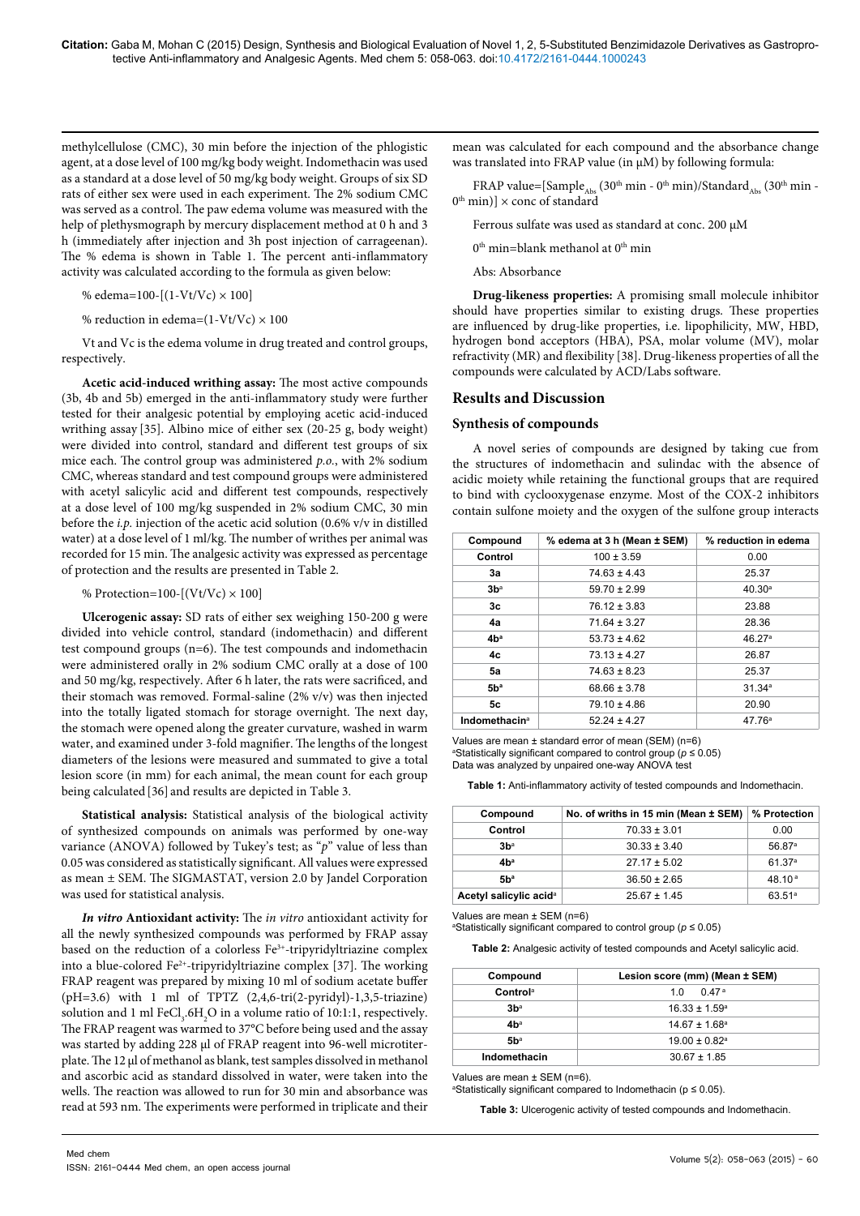methylcellulose (CMC), 30 min before the injection of the phlogistic agent, at a dose level of 100 mg/kg body weight. Indomethacin was used as a standard at a dose level of 50 mg/kg body weight. Groups of six SD rats of either sex were used in each experiment. The 2% sodium CMC was served as a control. The paw edema volume was measured with the help of plethysmograph by mercury displacement method at 0 h and 3 h (immediately after injection and 3h post injection of carrageenan). The % edema is shown in Table 1. The percent anti-inflammatory activity was calculated according to the formula as given below:

% edema=100-[(1-Vt/Vc) × 100]

% reduction in edema=(1-Vt/Vc) × 100

Vt and Vc is the edema volume in drug treated and control groups, respectively.

**Acetic acid-induced writhing assay:** The most active compounds (3b, 4b and 5b) emerged in the anti-inflammatory study were further tested for their analgesic potential by employing acetic acid-induced writhing assay [35]. Albino mice of either sex (20-25 g, body weight) were divided into control, standard and different test groups of six mice each. The control group was administered *p.o.*, with 2% sodium CMC, whereas standard and test compound groups were administered with acetyl salicylic acid and different test compounds, respectively at a dose level of 100 mg/kg suspended in 2% sodium CMC, 30 min before the *i.p.* injection of the acetic acid solution (0.6% v/v in distilled water) at a dose level of 1 ml/kg. The number of writhes per animal was recorded for 15 min. The analgesic activity was expressed as percentage of protection and the results are presented in Table 2.

% Protection=100-[(Vt/Vc) × 100]

**Ulcerogenic assay:** SD rats of either sex weighing 150-200 g were divided into vehicle control, standard (indomethacin) and different test compound groups (n=6). The test compounds and indomethacin were administered orally in 2% sodium CMC orally at a dose of 100 and 50 mg/kg, respectively. After 6 h later, the rats were sacrificed, and their stomach was removed. Formal-saline (2% v/v) was then injected into the totally ligated stomach for storage overnight. The next day, the stomach were opened along the greater curvature, washed in warm water, and examined under 3-fold magnifier. The lengths of the longest diameters of the lesions were measured and summated to give a total lesion score (in mm) for each animal, the mean count for each group being calculated [36] and results are depicted in Table 3.

**Statistical analysis:** Statistical analysis of the biological activity of synthesized compounds on animals was performed by one-way variance (ANOVA) followed by Tukey's test; as "*p*" value of less than 0.05 was considered as statistically significant. All values were expressed as mean ± SEM. The SIGMASTAT, version 2.0 by Jandel Corporation was used for statistical analysis.

***In vitro* Antioxidant activity:** The *in vitro* antioxidant activity for all the newly synthesized compounds was performed by FRAP assay based on the reduction of a colorless $Fe^{3+}$-tripyridyltriazine complex into a blue-colored $Fe^{2+}$-tripyridyltriazine complex [37]. The working FRAP reagent was prepared by mixing 10 ml of sodium acetate buffer (pH=3.6) with 1 ml of TPTZ (2,4,6-tri(2-pyridyl)-1,3,5-triazine) solution and 1 ml $FeCl_3.6H_2O$ in a volume ratio of 10:1:1, respectively. The FRAP reagent was warmed to 37°C before being used and the assay was started by adding 228 µl of FRAP reagent into 96-well microtiter-plate. The 12 µl of methanol as blank, test samples dissolved in methanol and ascorbic acid as standard dissolved in water, were taken into the wells. The reaction was allowed to run for 30 min and absorbance was read at 593 nm. The experiments were performed in triplicate and their mean was calculated for each compound and the absorbance change was translated into FRAP value (in µM) by following formula:

FRAP value=[$Sample_{Abs}$ (30$^{th}$ min - 0$^{th}$ min)/$Standard_{Abs}$ (30$^{th}$ min - 0$^{th}$ min)] × conc of standard

Ferrous sulfate was used as standard at conc. 200 µM

0$^{th}$ min=blank methanol at 0$^{th}$ min

Abs: Absorbance

**Drug-likeness properties:** A promising small molecule inhibitor should have properties similar to existing drugs. These properties are influenced by drug-like properties, i.e. lipophilicity, MW, HBD, hydrogen bond acceptors (HBA), PSA, molar volume (MV), molar refractivity (MR) and flexibility [38]. Drug-likeness properties of all the compounds were calculated by ACD/Labs software.

## Results and Discussion

### Synthesis of compounds

A novel series of compounds are designed by taking cue from the structures of indomethacin and sulindac with the absence of acidic moiety while retaining the functional groups that are required to bind with cyclooxygenase enzyme. Most of the COX-2 inhibitors contain sulfone moiety and the oxygen of the sulfone group interacts

| Compound | % edema at 3 h (Mean ± SEM) | % reduction in edema |
|---|---|---|
| Control | 100 ± 3.59 | 0.00 |
| 3a | 74.63 ± 4.43 | 25.37 |
| 3b[a] | 59.70 ± 2.99 | 40.30[a] |
| 3c | 76.12 ± 3.83 | 23.88 |
| 4a | 71.64 ± 3.27 | 28.36 |
| 4b[a] | 53.73 ± 4.62 | 46.27[a] |
| 4c | 73.13 ± 4.27 | 26.87 |
| 5a | 74.63 ± 8.23 | 25.37 |
| 5b[a] | 68.66 ± 3.78 | 31.34[a] |
| 5c | 79.10 ± 4.86 | 20.90 |
| Indomethacin[a] | 52.24 ± 4.27 | 47.76[a] |

Values are mean ± standard error of mean (SEM) (n=6)
[a]Statistically significant compared to control group ($p \leq 0.05$)
Data was analyzed by unpaired one-way ANOVA test

**Table 1:** Anti-inflammatory activity of tested compounds and Indomethacin.

| Compound | No. of wriths in 15 min (Mean ± SEM) | % Protection |
|---|---|---|
| Control | 70.33 ± 3.01 | 0.00 |
| 3b[a] | 30.33 ± 3.40 | 56.87[a] |
| 4b[a] | 27.17 ± 5.02 | 61.37[a] |
| 5b[a] | 36.50 ± 2.65 | 48.10[a] |
| Acetyl salicylic acid[a] | 25.67 ± 1.45 | 63.51[a] |

Values are mean ± SEM (n=6)
[a]Statistically significant compared to control group ($p \leq 0.05$)

**Table 2:** Analgesic activity of tested compounds and Acetyl salicylic acid.

| Compound | Lesion score (mm) (Mean ± SEM) |
|---|---|
| Control[a] | 1.0 0.47[a] |
| 3b[a] | 16.33 ± 1.59[a] |
| 4b[a] | 14.67 ± 1.68[a] |
| 5b[a] | 19.00 ± 0.82[a] |
| Indomethacin | 30.67 ± 1.85 |

Values are mean ± SEM (n=6).
[a]Statistically significant compared to Indomethacin ($p \leq 0.05$).

**Table 3:** Ulcerogenic activity of tested compounds and Indomethacin.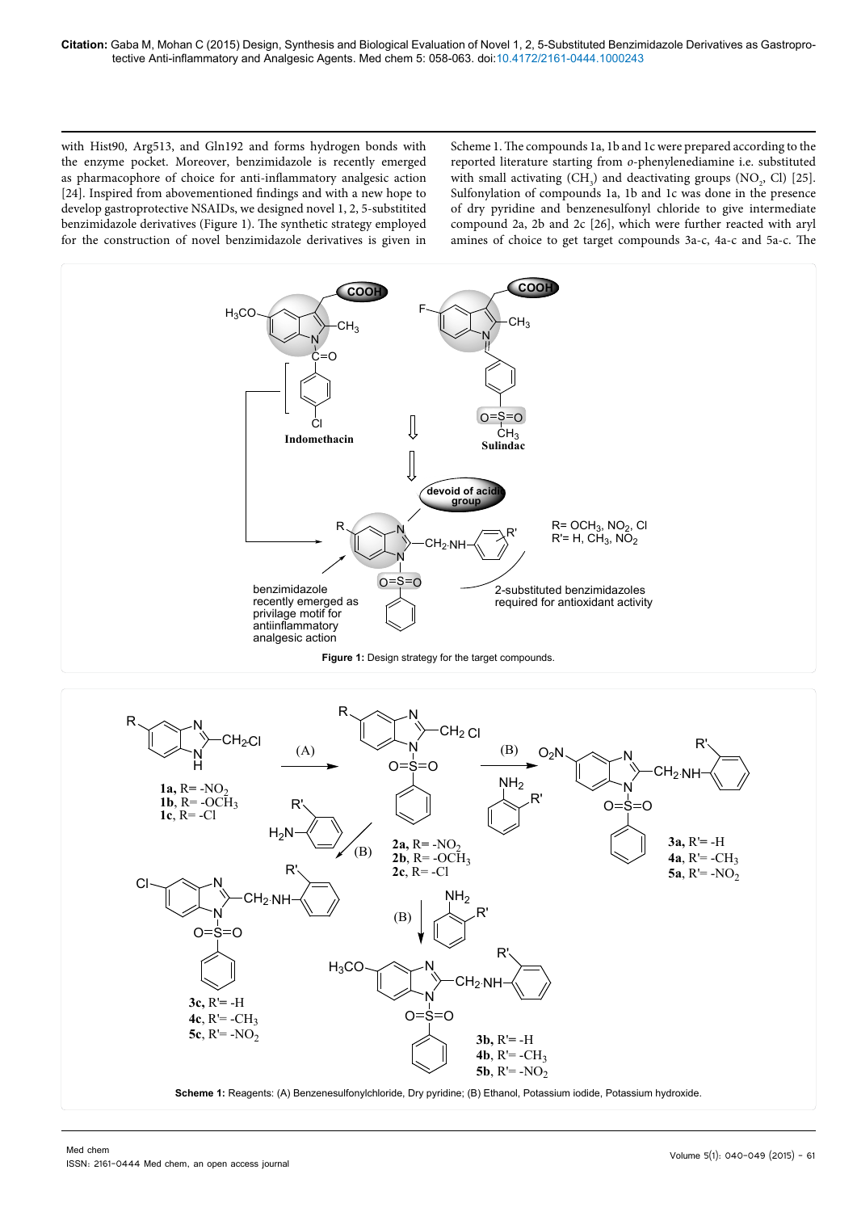with Hist90, Arg513, and Gln192 and forms hydrogen bonds with the enzyme pocket. Moreover, benzimidazole is recently emerged as pharmacophore of choice for anti-inflammatory analgesic action [24]. Inspired from abovementioned findings and with a new hope to develop gastroprotective NSAIDs, we designed novel 1, 2, 5-substituted benzimidazole derivatives (Figure 1). The synthetic strategy employed for the construction of novel benzimidazole derivatives is given in Scheme 1. The compounds 1a, 1b and 1c were prepared according to the reported literature starting from *o*-phenylenediamine i.e. substituted with small activating ($CH_3$) and deactivating groups ($NO_2$, Cl) [25]. Sulfonylation of compounds 1a, 1b and 1c was done in the presence of dry pyridine and benzenesulfonyl chloride to give intermediate compound 2a, 2b and 2c [26], which were further reacted with aryl amines of choice to get target compounds 3a-c, 4a-c and 5a-c. The

**Figure 1:** Design strategy for the target compounds.

**Scheme 1:** Reagents: (A) Benzenesulfonylchloride, Dry pyridine; (B) Ethanol, Potassium iodide, Potassium hydroxide.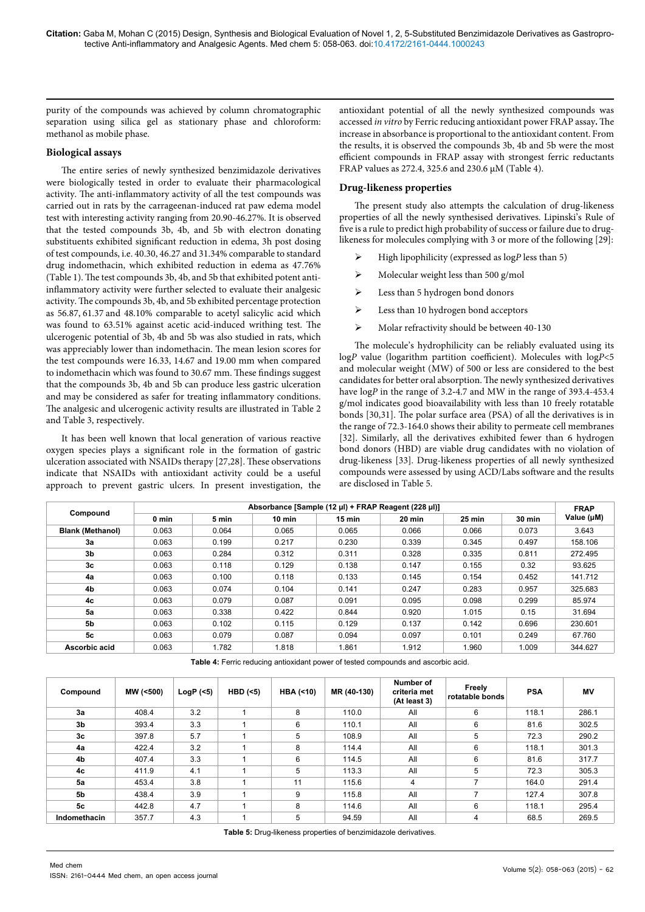purity of the compounds was achieved by column chromatographic separation using silica gel as stationary phase and chloroform: methanol as mobile phase.

### Biological assays

The entire series of newly synthesized benzimidazole derivatives were biologically tested in order to evaluate their pharmacological activity. The anti-inflammatory activity of all the test compounds was carried out in rats by the carrageenan-induced rat paw edema model test with interesting activity ranging from 20.90-46.27%. It is observed that the tested compounds 3b, 4b, and 5b with electron donating substituents exhibited significant reduction in edema, 3h post dosing of test compounds, i.e. 40.30, 46.27 and 31.34% comparable to standard drug indomethacin, which exhibited reduction in edema as 47.76% (Table 1). The test compounds 3b, 4b, and 5b that exhibited potent anti-inflammatory activity were further selected to evaluate their analgesic activity. The compounds 3b, 4b, and 5b exhibited percentage protection as 56.87, 61.37 and 48.10% comparable to acetyl salicylic acid which was found to 63.51% against acetic acid-induced writhing test. The ulcerogenic potential of 3b, 4b and 5b was also studied in rats, which was appreciably lower than indomethacin. The mean lesion scores for the test compounds were 16.33, 14.67 and 19.00 mm when compared to indomethacin which was found to 30.67 mm. These findings suggest that the compounds 3b, 4b and 5b can produce less gastric ulceration and may be considered as safer for treating inflammatory conditions. The analgesic and ulcerogenic activity results are illustrated in Table 2 and Table 3, respectively.

It has been well known that local generation of various reactive oxygen species plays a significant role in the formation of gastric ulceration associated with NSAIDs therapy [27,28]. These observations indicate that NSAIDs with antioxidant activity could be a useful approach to prevent gastric ulcers. In present investigation, the antioxidant potential of all the newly synthesized compounds was accessed *in vitro* by Ferric reducing antioxidant power FRAP assay**.** The increase in absorbance is proportional to the antioxidant content. From the results, it is observed the compounds 3b, 4b and 5b were the most efficient compounds in FRAP assay with strongest ferric reductants FRAP values as 272.4, 325.6 and 230.6 μM (Table 4).

### Drug-likeness properties

The present study also attempts the calculation of drug-likeness properties of all the newly synthesised derivatives. Lipinski's Rule of five is a rule to predict high probability of success or failure due to drug-likeness for molecules complying with 3 or more of the following [29]:

- High lipophilicity (expressed as log*P* less than 5)
- Molecular weight less than 500 g/mol
- Less than 5 hydrogen bond donors
- Less than 10 hydrogen bond acceptors
- Molar refractivity should be between 40-130

The molecule's hydrophilicity can be reliably evaluated using its log*P* value (logarithm partition coefficient). Molecules with log*P*<5 and molecular weight (MW) of 500 or less are considered to the best candidates for better oral absorption. The newly synthesized derivatives have log*P* in the range of 3.2-4.7 and MW in the range of 393.4-453.4 g/mol indicates good bioavailability with less than 10 freely rotatable bonds [30,31]. The polar surface area (PSA) of all the derivatives is in the range of 72.3-164.0 shows their ability to permeate cell membranes [32]. Similarly, all the derivatives exhibited fewer than 6 hydrogen bond donors (HBD) are viable drug candidates with no violation of drug-likeness [33]. Drug-likeness properties of all newly synthesized compounds were assessed by using ACD/Labs software and the results are disclosed in Table 5.

| Compound | Absorbance [Sample (12 μl) + FRAP Reagent (228 μl)] | | | | | | | FRAP Value (μM) |
|---|---|---|---|---|---|---|---|---|
| | 0 min | 5 min | 10 min | 15 min | 20 min | 25 min | 30 min | |
| Blank (Methanol) | 0.063 | 0.064 | 0.065 | 0.065 | 0.066 | 0.066 | 0.073 | 3.643 |
| 3a | 0.063 | 0.199 | 0.217 | 0.230 | 0.339 | 0.345 | 0.497 | 158.106 |
| 3b | 0.063 | 0.284 | 0.312 | 0.311 | 0.328 | 0.335 | 0.811 | 272.495 |
| 3c | 0.063 | 0.118 | 0.129 | 0.138 | 0.147 | 0.155 | 0.32 | 93.625 |
| 4a | 0.063 | 0.100 | 0.118 | 0.133 | 0.145 | 0.154 | 0.452 | 141.712 |
| 4b | 0.063 | 0.074 | 0.104 | 0.141 | 0.247 | 0.283 | 0.957 | 325.683 |
| 4c | 0.063 | 0.079 | 0.087 | 0.091 | 0.095 | 0.098 | 0.299 | 85.974 |
| 5a | 0.063 | 0.338 | 0.422 | 0.844 | 0.920 | 1.015 | 0.15 | 31.694 |
| 5b | 0.063 | 0.102 | 0.115 | 0.129 | 0.137 | 0.142 | 0.696 | 230.601 |
| 5c | 0.063 | 0.079 | 0.087 | 0.094 | 0.097 | 0.101 | 0.249 | 67.760 |
| Ascorbic acid | 0.063 | 1.782 | 1.818 | 1.861 | 1.912 | 1.960 | 1.009 | 344.627 |

**Table 4:** Ferric reducing antioxidant power of tested compounds and ascorbic acid.

| Compound | MW (<500) | LogP (<5) | HBD (<5) | HBA (<10) | MR (40-130) | Number of criteria met (At least 3) | Freely rotatable bonds | PSA | MV |
|---|---|---|---|---|---|---|---|---|---|
| 3a | 408.4 | 3.2 | 1 | 8 | 110.0 | All | 6 | 118.1 | 286.1 |
| 3b | 393.4 | 3.3 | 1 | 6 | 110.1 | All | 6 | 81.6 | 302.5 |
| 3c | 397.8 | 5.7 | 1 | 5 | 108.9 | All | 5 | 72.3 | 290.2 |
| 4a | 422.4 | 3.2 | 1 | 8 | 114.4 | All | 6 | 118.1 | 301.3 |
| 4b | 407.4 | 3.3 | 1 | 6 | 114.5 | All | 6 | 81.6 | 317.7 |
| 4c | 411.9 | 4.1 | 1 | 5 | 113.3 | All | 5 | 72.3 | 305.3 |
| 5a | 453.4 | 3.8 | 1 | 11 | 115.6 | 4 | 7 | 164.0 | 291.4 |
| 5b | 438.4 | 3.9 | 1 | 9 | 115.8 | All | 7 | 127.4 | 307.8 |
| 5c | 442.8 | 4.7 | 1 | 8 | 114.6 | All | 6 | 118.1 | 295.4 |
| Indomethacin | 357.7 | 4.3 | 1 | 5 | 94.59 | All | 4 | 68.5 | 269.5 |

**Table 5:** Drug-likeness properties of benzimidazole derivatives.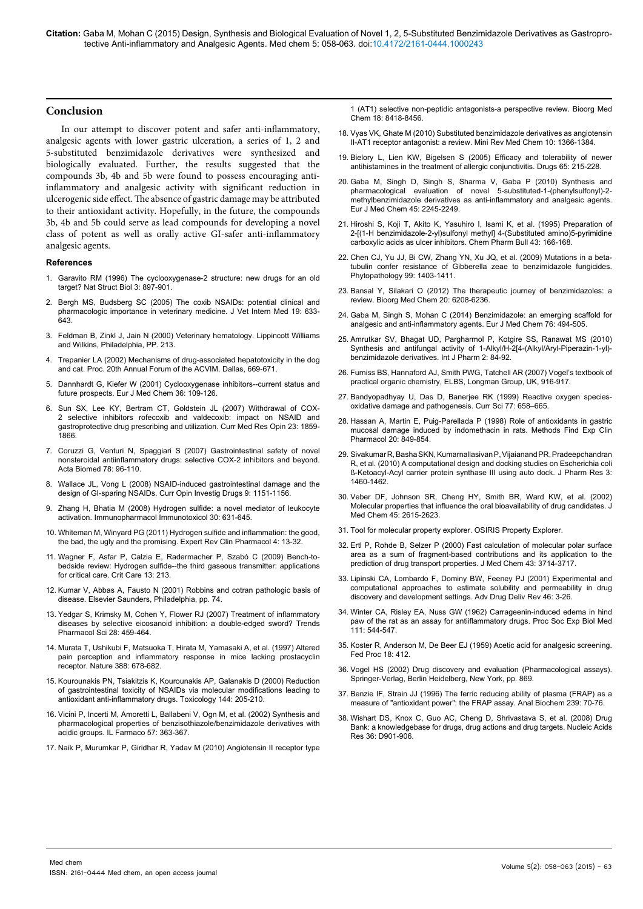## Conclusion

In our attempt to discover potent and safer anti-inflammatory, analgesic agents with lower gastric ulceration, a series of 1, 2 and 5-substituted benzimidazole derivatives were synthesized and biologically evaluated. Further, the results suggested that the compounds 3b, 4b and 5b were found to possess encouraging anti-inflammatory and analgesic activity with significant reduction in ulcerogenic side effect. The absence of gastric damage may be attributed to their antioxidant activity. Hopefully, in the future, the compounds 3b, 4b and 5b could serve as lead compounds for developing a novel class of potent as well as orally active GI-safer anti-inflammatory analgesic agents.

### References

1. Garavito RM (1996) The cyclooxygenase-2 structure: new drugs for an old target? Nat Struct Biol 3: 897-901.
2. Bergh MS, Budsberg SC (2005) The coxib NSAIDs: potential clinical and pharmacologic importance in veterinary medicine. J Vet Intern Med 19: 633-643.
3. Feldman B, Zinkl J, Jain N (2000) Veterinary hematology. Lippincott Williams and Wilkins, Philadelphia, PP. 213.
4. Trepanier LA (2002) Mechanisms of drug-associated hepatotoxicity in the dog and cat. Proc. 20th Annual Forum of the ACVIM. Dallas, 669-671.
5. Dannhardt G, Kiefer W (2001) Cyclooxygenase inhibitors--current status and future prospects. Eur J Med Chem 36: 109-126.
6. Sun SX, Lee KY, Bertram CT, Goldstein JL (2007) Withdrawal of COX-2 selective inhibitors rofecoxib and valdecoxib: impact on NSAID and gastroprotective drug prescribing and utilization. Curr Med Res Opin 23: 1859-1866.
7. Coruzzi G, Venturi N, Spaggiari S (2007) Gastrointestinal safety of novel nonsteroidal antiinflammatory drugs: selective COX-2 inhibitors and beyond. Acta Biomed 78: 96-110.
8. Wallace JL, Vong L (2008) NSAID-induced gastrointestinal damage and the design of GI-sparing NSAIDs. Curr Opin Investig Drugs 9: 1151-1156.
9. Zhang H, Bhatia M (2008) Hydrogen sulfide: a novel mediator of leukocyte activation. Immunopharmacol Immunotoxicol 30: 631-645.
10. Whiteman M, Winyard PG (2011) Hydrogen sulfide and inflammation: the good, the bad, the ugly and the promising. Expert Rev Clin Pharmacol 4: 13-32.
11. Wagner F, Asfar P, Calzia E, Radermacher P, Szabó C (2009) Bench-to-bedside review: Hydrogen sulfide--the third gaseous transmitter: applications for critical care. Crit Care 13: 213.
12. Kumar V, Abbas A, Fausto N (2001) Robbins and cotran pathologic basis of disease. Elsevier Saunders, Philadelphia, pp. 74.
13. Yedgar S, Krimsky M, Cohen Y, Flower RJ (2007) Treatment of inflammatory diseases by selective eicosanoid inhibition: a double-edged sword? Trends Pharmacol Sci 28: 459-464.
14. Murata T, Ushikubi F, Matsuoka T, Hirata M, Yamasaki A, et al. (1997) Altered pain perception and inflammatory response in mice lacking prostacyclin receptor. Nature 388: 678-682.
15. Kourounakis PN, Tsiakitzis K, Kourounakis AP, Galanakis D (2000) Reduction of gastrointestinal toxicity of NSAIDs via molecular modifications leading to antioxidant anti-inflammatory drugs. Toxicology 144: 205-210.
16. Vicini P, Incerti M, Amoretti L, Ballabeni V, Ogn M, et al. (2002) Synthesis and pharmacological properties of benzisothiazole/benzimidazole derivatives with acidic groups. IL Farmaco 57: 363-367.
17. Naik P, Murumkar P, Giridhar R, Yadav M (2010) Angiotensin II receptor type 1 (AT1) selective non-peptidic antagonists-a perspective review. Bioorg Med Chem 18: 8418-8456.
18. Vyas VK, Ghate M (2010) Substituted benzimidazole derivatives as angiotensin II-AT1 receptor antagonist: a review. Mini Rev Med Chem 10: 1366-1384.
19. Bielory L, Lien KW, Bigelsen S (2005) Efficacy and tolerability of newer antihistamines in the treatment of allergic conjunctivitis. Drugs 65: 215-228.
20. Gaba M, Singh D, Singh S, Sharma V, Gaba P (2010) Synthesis and pharmacological evaluation of novel 5-substituted-1-(phenylsulfonyl)-2-methylbenzimidazole derivatives as anti-inflammatory and analgesic agents. Eur J Med Chem 45: 2245-2249.
21. Hiroshi S, Koji T, Akito K, Yasuhiro I, Isami K, et al. (1995) Preparation of 2-[(1-H benzimidazole-2-yl)sulfonyl methyl] 4-(Substituted amino)5-pyrimidine carboxylic acids as ulcer inhibitors. Chem Pharm Bull 43: 166-168.
22. Chen CJ, Yu JJ, Bi CW, Zhang YN, Xu JQ, et al. (2009) Mutations in a beta-tubulin confer resistance of Gibberella zeae to benzimidazole fungicides. Phytopathology 99: 1403-1411.
23. Bansal Y, Silakari O (2012) The therapeutic journey of benzimidazoles: a review. Bioorg Med Chem 20: 6208-6236.
24. Gaba M, Singh S, Mohan C (2014) Benzimidazole: an emerging scaffold for analgesic and anti-inflammatory agents. Eur J Med Chem 76: 494-505.
25. Amrutkar SV, Bhagat UD, Pargharmol P, Kotgire SS, Ranawat MS (2010) Synthesis and antifungal activity of 1-Alkyl/H-2[4-(Alkyl/Aryl-Piperazin-1-yl)-benzimidazole derivatives. Int J Pharm 2: 84-92.
26. Furniss BS, Hannaford AJ, Smith PWG, Tatchell AR (2007) Vogel's textbook of practical organic chemistry, ELBS, Longman Group, UK, 916-917.
27. Bandyopadhyay U, Das D, Banerjee RK (1999) Reactive oxygen species-oxidative damage and pathogenesis. Curr Sci 77: 658–665.
28. Hassan A, Martin E, Puig-Parellada P (1998) Role of antioxidants in gastric mucosal damage induced by indomethacin in rats. Methods Find Exp Clin Pharmacol 20: 849-854.
29. Sivakumar R, Basha SKN, Kumarnallasivan P, Vijaianand PR, Pradeepchandran R, et al. (2010) A computational design and docking studies on Escherichia coli ß-Ketoacyl-Acyl carrier protein synthase III using auto dock. J Pharm Res 3: 1460-1462.
30. Veber DF, Johnson SR, Cheng HY, Smith BR, Ward KW, et al. (2002) Molecular properties that influence the oral bioavailability of drug candidates. J Med Chem 45: 2615-2623.
31. Tool for molecular property explorer. OSIRIS Property Explorer.
32. Ertl P, Rohde B, Selzer P (2000) Fast calculation of molecular polar surface area as a sum of fragment-based contributions and its application to the prediction of drug transport properties. J Med Chem 43: 3714-3717.
33. Lipinski CA, Lombardo F, Dominy BW, Feeney PJ (2001) Experimental and computational approaches to estimate solubility and permeability in drug discovery and development settings. Adv Drug Deliv Rev 46: 3-26.
34. Winter CA, Risley EA, Nuss GW (1962) Carrageenin-induced edema in hind paw of the rat as an assay for antiiflammatory drugs. Proc Soc Exp Biol Med 111: 544-547.
35. Koster R, Anderson M, De Beer EJ (1959) Acetic acid for analgesic screening. Fed Proc 18: 412.
36. Vogel HS (2002) Drug discovery and evaluation (Pharmacological assays). Springer-Verlag, Berlin Heidelberg, New York, pp. 869.
37. Benzie IF, Strain JJ (1996) The ferric reducing ability of plasma (FRAP) as a measure of "antioxidant power": the FRAP assay. Anal Biochem 239: 70-76.
38. Wishart DS, Knox C, Guo AC, Cheng D, Shrivastava S, et al. (2008) Drug Bank: a knowledgebase for drugs, drug actions and drug targets. Nucleic Acids Res 36: D901-906.